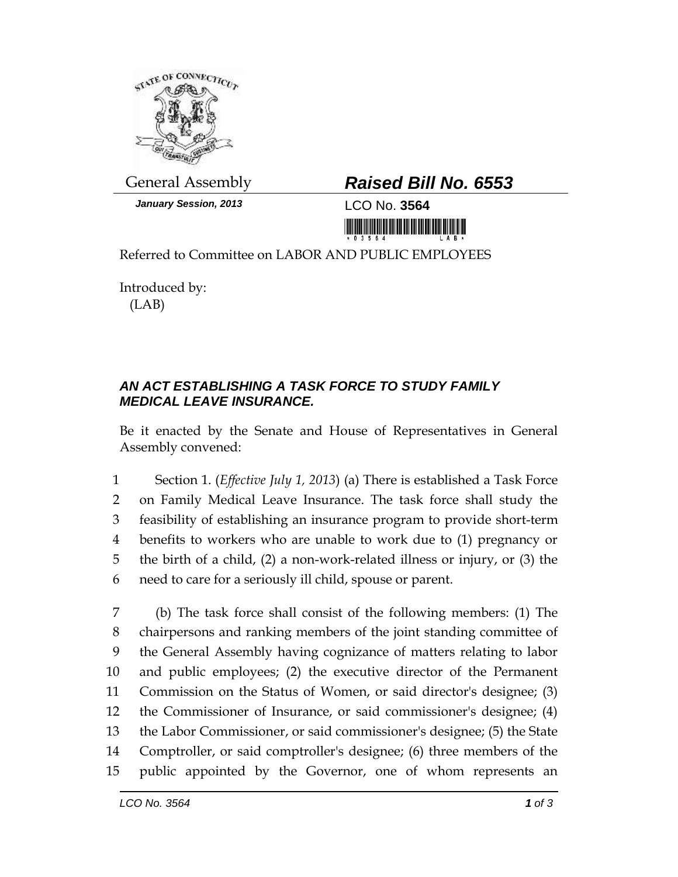General Assembly

**_Raised Bill No. 6553_**

***January Session, 2013***

LCO No. **3564**

Referred to Committee on LABOR AND PUBLIC EMPLOYEES

Introduced by:
(LAB)

# *AN ACT ESTABLISHING A TASK FORCE TO STUDY FAMILY MEDICAL LEAVE INSURANCE.*

Be it enacted by the Senate and House of Representatives in General Assembly convened:

1 Section 1. (*Effective July 1, 2013*) (a) There is established a Task Force
2 on Family Medical Leave Insurance. The task force shall study the
3 feasibility of establishing an insurance program to provide short-term
4 benefits to workers who are unable to work due to (1) pregnancy or
5 the birth of a child, (2) a non-work-related illness or injury, or (3) the
6 need to care for a seriously ill child, spouse or parent.

7 (b) The task force shall consist of the following members: (1) The
8 chairpersons and ranking members of the joint standing committee of
9 the General Assembly having cognizance of matters relating to labor
10 and public employees; (2) the executive director of the Permanent
11 Commission on the Status of Women, or said director's designee; (3)
12 the Commissioner of Insurance, or said commissioner's designee; (4)
13 the Labor Commissioner, or said commissioner's designee; (5) the State
14 Comptroller, or said comptroller's designee; (6) three members of the
15 public appointed by the Governor, one of whom represents an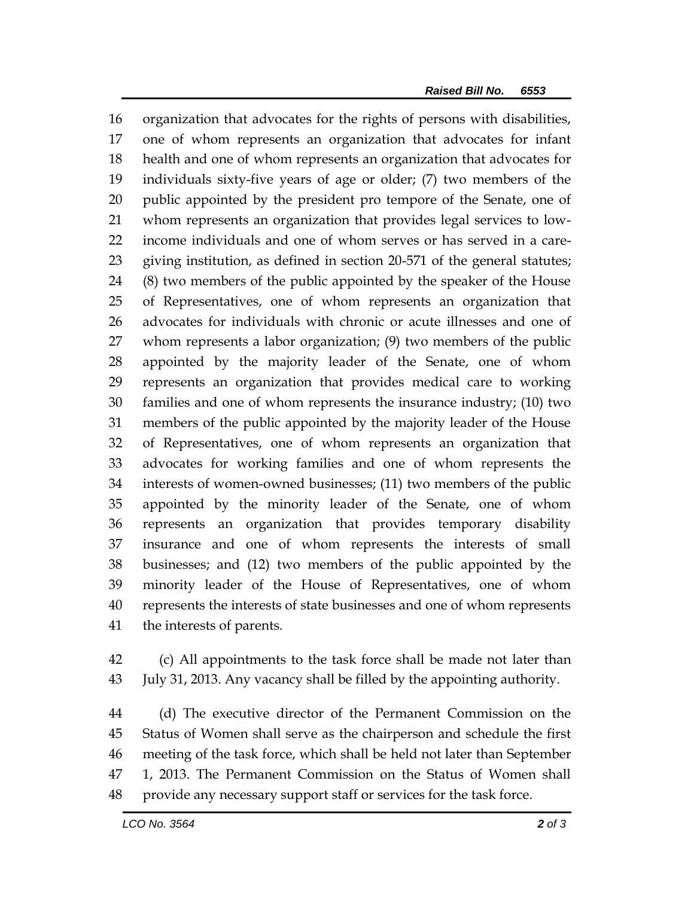organization that advocates for the rights of persons with disabilities, one of whom represents an organization that advocates for infant health and one of whom represents an organization that advocates for individuals sixty-five years of age or older; (7) two members of the public appointed by the president pro tempore of the Senate, one of whom represents an organization that provides legal services to low-income individuals and one of whom serves or has served in a care-giving institution, as defined in section 20-571 of the general statutes; (8) two members of the public appointed by the speaker of the House of Representatives, one of whom represents an organization that advocates for individuals with chronic or acute illnesses and one of whom represents a labor organization; (9) two members of the public appointed by the majority leader of the Senate, one of whom represents an organization that provides medical care to working families and one of whom represents the insurance industry; (10) two members of the public appointed by the majority leader of the House of Representatives, one of whom represents an organization that advocates for working families and one of whom represents the interests of women-owned businesses; (11) two members of the public appointed by the minority leader of the Senate, one of whom represents an organization that provides temporary disability insurance and one of whom represents the interests of small businesses; and (12) two members of the public appointed by the minority leader of the House of Representatives, one of whom represents the interests of state businesses and one of whom represents the interests of parents.

(c) All appointments to the task force shall be made not later than July 31, 2013. Any vacancy shall be filled by the appointing authority.

(d) The executive director of the Permanent Commission on the Status of Women shall serve as the chairperson and schedule the first meeting of the task force, which shall be held not later than September 1, 2013. The Permanent Commission on the Status of Women shall provide any necessary support staff or services for the task force.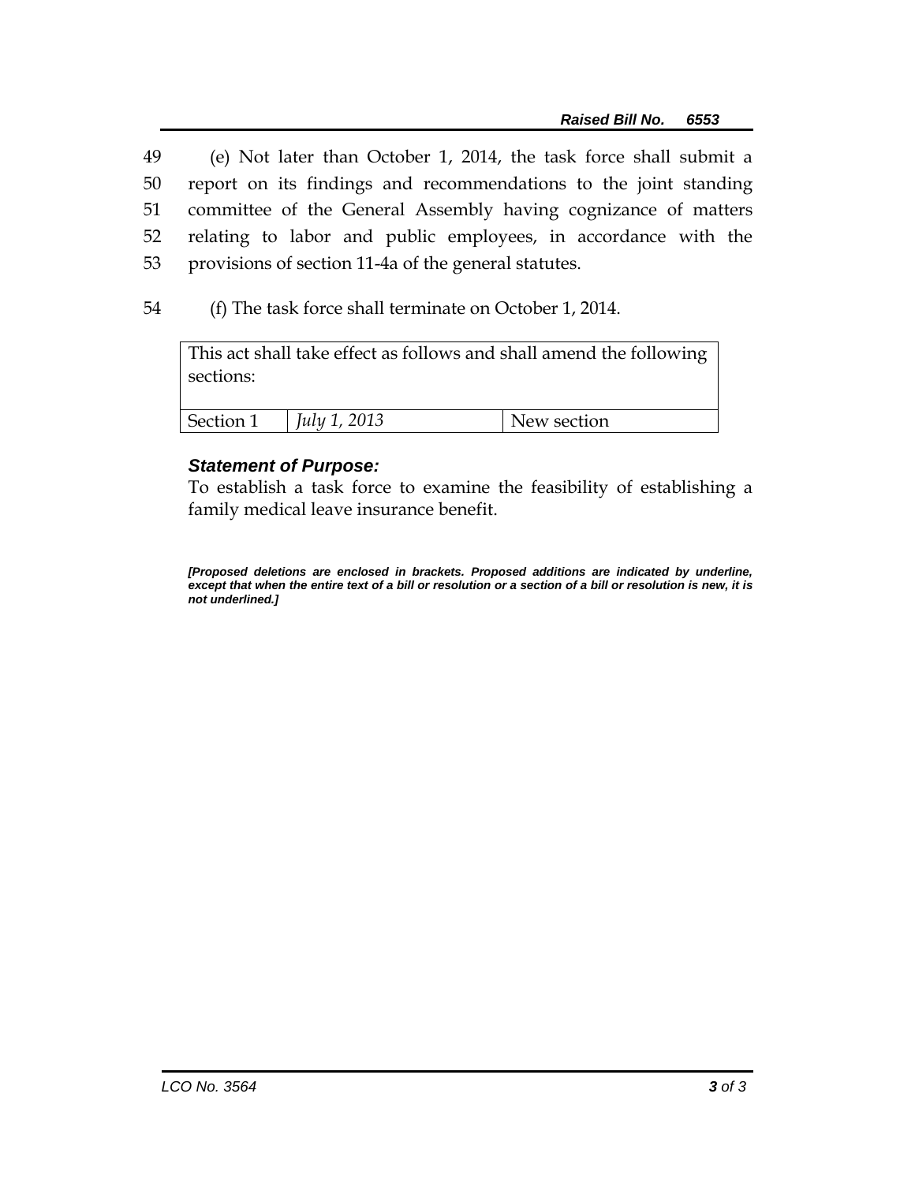49 (e) Not later than October 1, 2014, the task force shall submit a
50 report on its findings and recommendations to the joint standing
51 committee of the General Assembly having cognizance of matters
52 relating to labor and public employees, in accordance with the
53 provisions of section 11-4a of the general statutes.

54 (f) The task force shall terminate on October 1, 2014.

| This act shall take effect as follows and shall amend the following sections: | | |
|---|---|---|
| Section 1 | *July 1, 2013* | New section |

### *Statement of Purpose:*

To establish a task force to examine the feasibility of establishing a family medical leave insurance benefit.

***[Proposed deletions are enclosed in brackets. Proposed additions are indicated by underline, except that when the entire text of a bill or resolution or a section of a bill or resolution is new, it is not underlined.]***